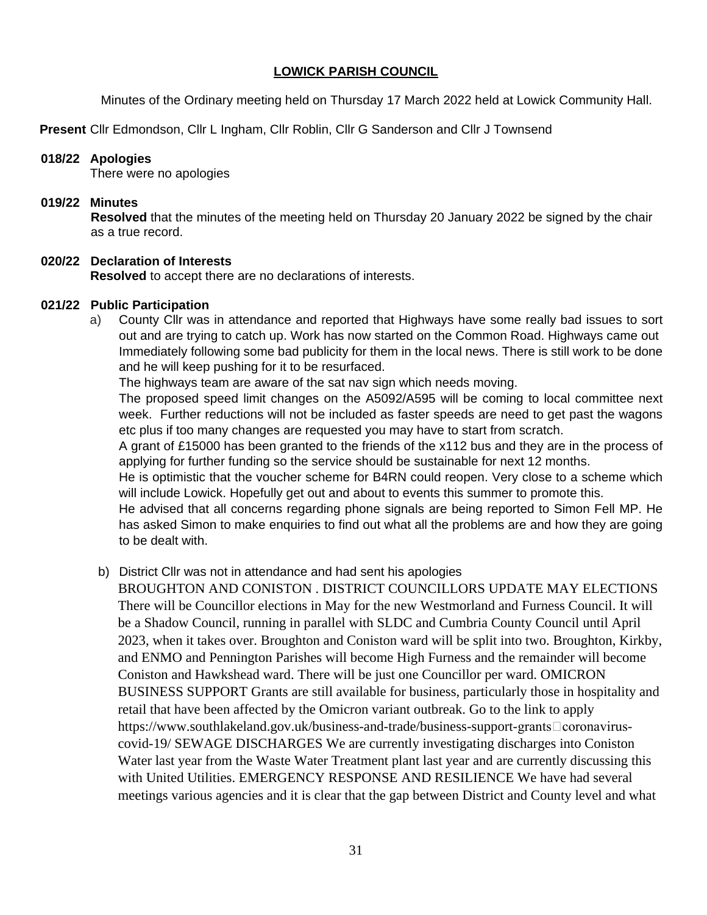# LOWICK PARISH COUNCIL

Minutes of the Ordinary meeting held on Thursday 17 March 2022 held at Lowick Community Hall.

**Present** Cllr Edmondson, Cllr L Ingham, Cllr Roblin, Cllr G Sanderson and Cllr J Townsend

**018/22 Apologies**

There were no apologies

**019/22 Minutes**

**Resolved** that the minutes of the meeting held on Thursday 20 January 2022 be signed by the chair as a true record.

**020/22 Declaration of Interests**

**Resolved** to accept there are no declarations of interests.

**021/22 Public Participation**

a) County Cllr was in attendance and reported that Highways have some really bad issues to sort out and are trying to catch up. Work has now started on the Common Road. Highways came out Immediately following some bad publicity for them in the local news. There is still work to be done and he will keep pushing for it to be resurfaced.

The highways team are aware of the sat nav sign which needs moving.

The proposed speed limit changes on the A5092/A595 will be coming to local committee next week. Further reductions will not be included as faster speeds are need to get past the wagons etc plus if too many changes are requested you may have to start from scratch.

A grant of £15000 has been granted to the friends of the x112 bus and they are in the process of applying for further funding so the service should be sustainable for next 12 months.

He is optimistic that the voucher scheme for B4RN could reopen. Very close to a scheme which will include Lowick. Hopefully get out and about to events this summer to promote this.

He advised that all concerns regarding phone signals are being reported to Simon Fell MP. He has asked Simon to make enquiries to find out what all the problems are and how they are going to be dealt with.

b) District Cllr was not in attendance and had sent his apologies

BROUGHTON AND CONISTON . DISTRICT COUNCILLORS UPDATE MAY ELECTIONS There will be Councillor elections in May for the new Westmorland and Furness Council. It will be a Shadow Council, running in parallel with SLDC and Cumbria County Council until April 2023, when it takes over. Broughton and Coniston ward will be split into two. Broughton, Kirkby, and ENMO and Pennington Parishes will become High Furness and the remainder will become Coniston and Hawkshead ward. There will be just one Councillor per ward. OMICRON BUSINESS SUPPORT Grants are still available for business, particularly those in hospitality and retail that have been affected by the Omicron variant outbreak. Go to the link to apply https://www.southlakeland.gov.uk/business-and-trade/business-support-grants coronavirus-covid-19/ SEWAGE DISCHARGES We are currently investigating discharges into Coniston Water last year from the Waste Water Treatment plant last year and are currently discussing this with United Utilities. EMERGENCY RESPONSE AND RESILIENCE We have had several meetings various agencies and it is clear that the gap between District and County level and what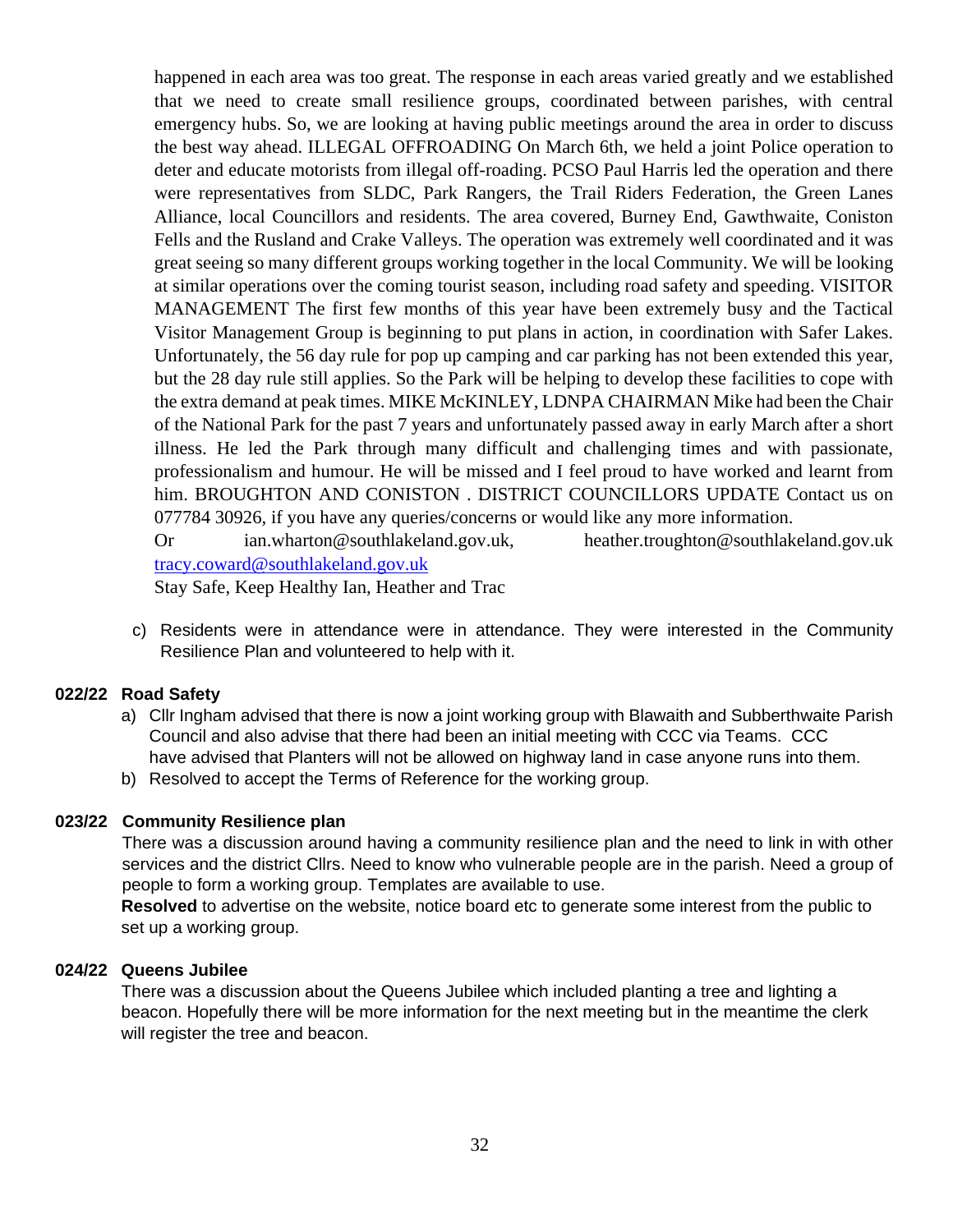happened in each area was too great. The response in each areas varied greatly and we established that we need to create small resilience groups, coordinated between parishes, with central emergency hubs. So, we are looking at having public meetings around the area in order to discuss the best way ahead. ILLEGAL OFFROADING On March 6th, we held a joint Police operation to deter and educate motorists from illegal off-roading. PCSO Paul Harris led the operation and there were representatives from SLDC, Park Rangers, the Trail Riders Federation, the Green Lanes Alliance, local Councillors and residents. The area covered, Burney End, Gawthwaite, Coniston Fells and the Rusland and Crake Valleys. The operation was extremely well coordinated and it was great seeing so many different groups working together in the local Community. We will be looking at similar operations over the coming tourist season, including road safety and speeding. VISITOR MANAGEMENT The first few months of this year have been extremely busy and the Tactical Visitor Management Group is beginning to put plans in action, in coordination with Safer Lakes. Unfortunately, the 56 day rule for pop up camping and car parking has not been extended this year, but the 28 day rule still applies. So the Park will be helping to develop these facilities to cope with the extra demand at peak times. MIKE McKINLEY, LDNPA CHAIRMAN Mike had been the Chair of the National Park for the past 7 years and unfortunately passed away in early March after a short illness. He led the Park through many difficult and challenging times and with passionate, professionalism and humour. He will be missed and I feel proud to have worked and learnt from him. BROUGHTON AND CONISTON . DISTRICT COUNCILLORS UPDATE Contact us on 077784 30926, if you have any queries/concerns or would like any more information.

Or ian.wharton@southlakeland.gov.uk, heather.troughton@southlakeland.gov.uk tracy.coward@southlakeland.gov.uk

Stay Safe, Keep Healthy Ian, Heather and Trac

c) Residents were in attendance were in attendance. They were interested in the Community Resilience Plan and volunteered to help with it.

**022/22 Road Safety**

a) Cllr Ingham advised that there is now a joint working group with Blawaith and Subberthwaite Parish Council and also advise that there had been an initial meeting with CCC via Teams. CCC have advised that Planters will not be allowed on highway land in case anyone runs into them.
b) Resolved to accept the Terms of Reference for the working group.

**023/22 Community Resilience plan**

There was a discussion around having a community resilience plan and the need to link in with other services and the district Cllrs. Need to know who vulnerable people are in the parish. Need a group of people to form a working group. Templates are available to use.

**Resolved** to advertise on the website, notice board etc to generate some interest from the public to set up a working group.

**024/22 Queens Jubilee**

There was a discussion about the Queens Jubilee which included planting a tree and lighting a beacon. Hopefully there will be more information for the next meeting but in the meantime the clerk will register the tree and beacon.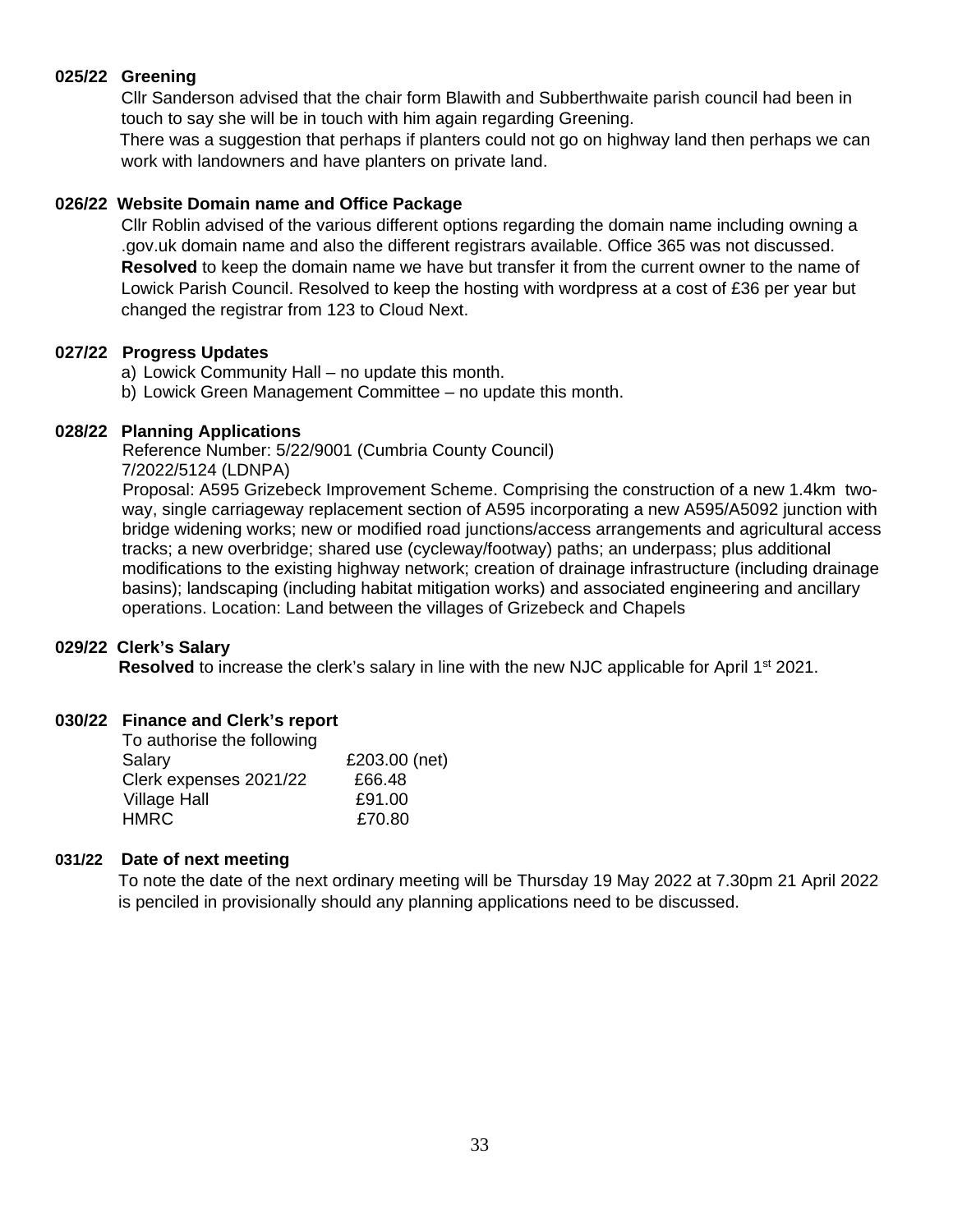**025/22 Greening**

Cllr Sanderson advised that the chair form Blawith and Subberthwaite parish council had been in touch to say she will be in touch with him again regarding Greening.

There was a suggestion that perhaps if planters could not go on highway land then perhaps we can work with landowners and have planters on private land.

**026/22 Website Domain name and Office Package**

Cllr Roblin advised of the various different options regarding the domain name including owning a .gov.uk domain name and also the different registrars available. Office 365 was not discussed.

**Resolved** to keep the domain name we have but transfer it from the current owner to the name of Lowick Parish Council. Resolved to keep the hosting with wordpress at a cost of £36 per year but changed the registrar from 123 to Cloud Next.

**027/22 Progress Updates**

a) Lowick Community Hall – no update this month.
b) Lowick Green Management Committee – no update this month.

**028/22 Planning Applications**

Reference Number: 5/22/9001 (Cumbria County Council)
7/2022/5124 (LDNPA)

Proposal: A595 Grizebeck Improvement Scheme. Comprising the construction of a new 1.4km two-way, single carriageway replacement section of A595 incorporating a new A595/A5092 junction with bridge widening works; new or modified road junctions/access arrangements and agricultural access tracks; a new overbridge; shared use (cycleway/footway) paths; an underpass; plus additional modifications to the existing highway network; creation of drainage infrastructure (including drainage basins); landscaping (including habitat mitigation works) and associated engineering and ancillary operations. Location: Land between the villages of Grizebeck and Chapels

**029/22 Clerk's Salary**

**Resolved** to increase the clerk's salary in line with the new NJC applicable for April 1st 2021.

**030/22 Finance and Clerk's report**

To authorise the following

| | |
|---|---|
| Salary | £203.00 (net) |
| Clerk expenses 2021/22 | £66.48 |
| Village Hall | £91.00 |
| HMRC | £70.80 |

**031/22 Date of next meeting**

To note the date of the next ordinary meeting will be Thursday 19 May 2022 at 7.30pm 21 April 2022 is penciled in provisionally should any planning applications need to be discussed.